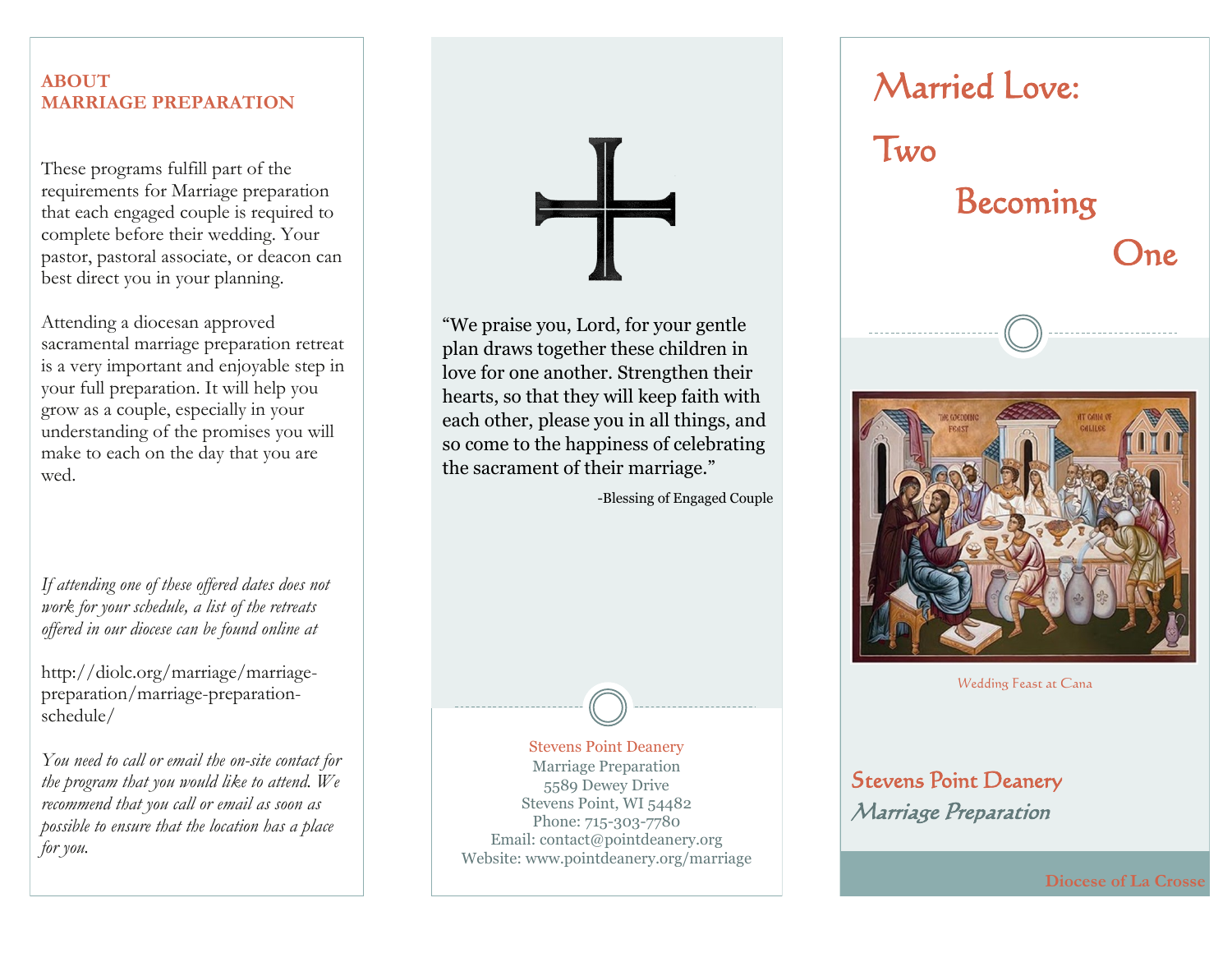## ABOUT MARRIAGE PREPARATION

These programs fulfill part of the requirements for Marriage preparation that each engaged couple is required to complete before their wedding. Your pastor, pastoral associate, or deacon can best direct you in your planning.

Attending a diocesan approved sacramental marriage preparation retreat is a very important and enjoyable step in your full preparation. It will help you grow as a couple, especially in your understanding of the promises you will make to each on the day that you are wed.

*If attending one of these offered dates does not work for your schedule, a list of the retreats offered in our diocese can be found online at*

http://diolc.org/marriage/marriage-preparation/marriage-preparation-schedule/

*You need to call or email the on-site contact for the program that you would like to attend. We recommend that you call or email as soon as possible to ensure that the location has a place for you.*

"We praise you, Lord, for your gentle plan draws together these children in love for one another. Strengthen their hearts, so that they will keep faith with each other, please you in all things, and so come to the happiness of celebrating the sacrament of their marriage."

-Blessing of Engaged Couple

Stevens Point Deanery
Marriage Preparation
5589 Dewey Drive
Stevens Point, WI 54482
Phone: 715-303-7780
Email: contact@pointdeanery.org
Website: www.pointdeanery.org/marriage

# Married Love: Two Becoming One

Wedding Feast at Cana

## Stevens Point Deanery
*Marriage Preparation*

**Diocese of La Crosse**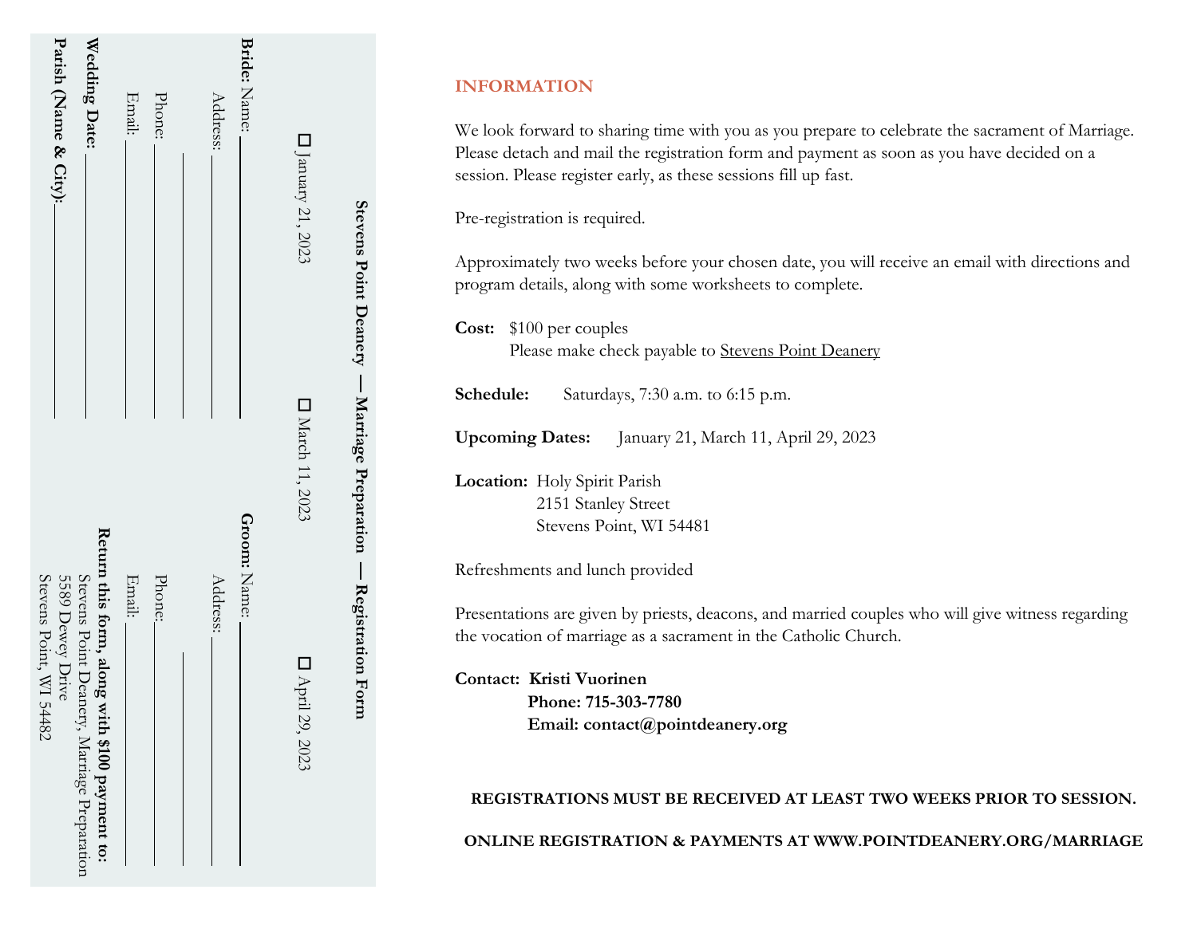## Stevens Point Deanery — Marriage Preparation — Registration Form

☐ January 21, 2023 ☐ March 11, 2023 ☐ April 29, 2023

**Bride:** Name: ______________________

Address: ______________________

______________________

Phone: ______________________

Email: ______________________

**Groom:** Name: ______________________

Address: ______________________

______________________

Phone: ______________________

Email: ______________________

**Wedding Date:** ______________________

**Parish (Name & City):** ______________________

**Return this form, along with $100 payment to:**
Stevens Point Deanery, Marriage Preparation
5589 Dewey Drive
Stevens Point, WI 54482

## INFORMATION

We look forward to sharing time with you as you prepare to celebrate the sacrament of Marriage. Please detach and mail the registration form and payment as soon as you have decided on a session. Please register early, as these sessions fill up fast.

Pre-registration is required.

Approximately two weeks before your chosen date, you will receive an email with directions and program details, along with some worksheets to complete.

**Cost:** $100 per couples
Please make check payable to Stevens Point Deanery

**Schedule:** Saturdays, 7:30 a.m. to 6:15 p.m.

**Upcoming Dates:** January 21, March 11, April 29, 2023

**Location:** Holy Spirit Parish
2151 Stanley Street
Stevens Point, WI 54481

Refreshments and lunch provided

Presentations are given by priests, deacons, and married couples who will give witness regarding the vocation of marriage as a sacrament in the Catholic Church.

**Contact: Kristi Vuorinen**
**Phone: 715-303-7780**
**Email: contact@pointdeanery.org**

**REGISTRATIONS MUST BE RECEIVED AT LEAST TWO WEEKS PRIOR TO SESSION.**

**ONLINE REGISTRATION & PAYMENTS AT WWW.POINTDEANERY.ORG/MARRIAGE**